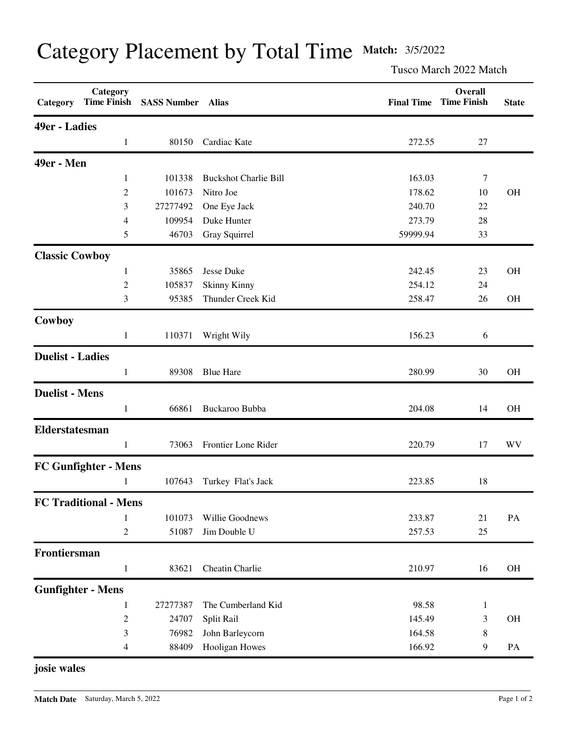# Category Placement by Total Time

**Match:** 3/5/2022

Tusco March 2022 Match

| Category | Category Time Finish | SASS Number | Alias | Final Time | Overall Time Finish | State |
|---|---|---|---|---|---|---|
| **49er - Ladies** | | | | | | |
| | 1 | 80150 | Cardiac Kate | 272.55 | 27 | |
| **49er - Men** | | | | | | |
| | 1 | 101338 | Buckshot Charlie Bill | 163.03 | 7 | |
| | 2 | 101673 | Nitro Joe | 178.62 | 10 | OH |
| | 3 | 27277492 | One Eye Jack | 240.70 | 22 | |
| | 4 | 109954 | Duke Hunter | 273.79 | 28 | |
| | 5 | 46703 | Gray Squirrel | 59999.94 | 33 | |
| **Classic Cowboy** | | | | | | |
| | 1 | 35865 | Jesse Duke | 242.45 | 23 | OH |
| | 2 | 105837 | Skinny Kinny | 254.12 | 24 | |
| | 3 | 95385 | Thunder Creek Kid | 258.47 | 26 | OH |
| **Cowboy** | | | | | | |
| | 1 | 110371 | Wright Wily | 156.23 | 6 | |
| **Duelist - Ladies** | | | | | | |
| | 1 | 89308 | Blue Hare | 280.99 | 30 | OH |
| **Duelist - Mens** | | | | | | |
| | 1 | 66861 | Buckaroo Bubba | 204.08 | 14 | OH |
| **Elderstatesman** | | | | | | |
| | 1 | 73063 | Frontier Lone Rider | 220.79 | 17 | WV |
| **FC Gunfighter - Mens** | | | | | | |
| | 1 | 107643 | Turkey Flat's Jack | 223.85 | 18 | |
| **FC Traditional - Mens** | | | | | | |
| | 1 | 101073 | Willie Goodnews | 233.87 | 21 | PA |
| | 2 | 51087 | Jim Double U | 257.53 | 25 | |
| **Frontiersman** | | | | | | |
| | 1 | 83621 | Cheatin Charlie | 210.97 | 16 | OH |
| **Gunfighter - Mens** | | | | | | |
| | 1 | 27277387 | The Cumberland Kid | 98.58 | 1 | |
| | 2 | 24707 | Split Rail | 145.49 | 3 | OH |
| | 3 | 76982 | John Barleycorn | 164.58 | 8 | |
| | 4 | 88409 | Hooligan Howes | 166.92 | 9 | PA |
| **josie wales** | | | | | | |

**Match Date** Saturday, March 5, 2022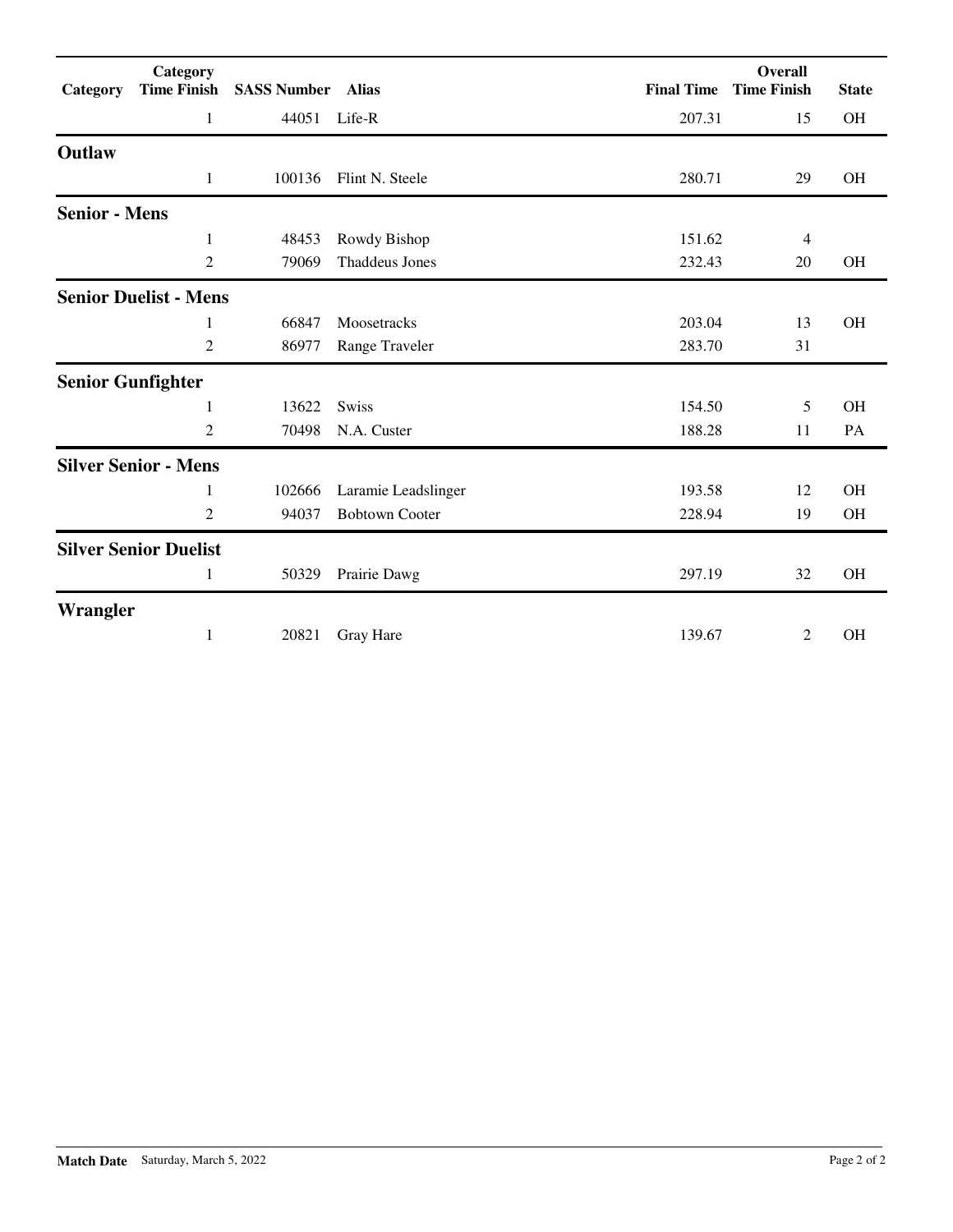| Category | Category Time Finish | SASS Number | Alias | Final Time | Overall Time Finish | State |
| --- | --- | --- | --- | --- | --- | --- |
| | 1 | 44051 | Life-R | 207.31 | 15 | OH |
| **Outlaw** | | | | | | |
| | 1 | 100136 | Flint N. Steele | 280.71 | 29 | OH |
| **Senior - Mens** | | | | | | |
| | 1 | 48453 | Rowdy Bishop | 151.62 | 4 | |
| | 2 | 79069 | Thaddeus Jones | 232.43 | 20 | OH |
| **Senior Duelist - Mens** | | | | | | |
| | 1 | 66847 | Moosetracks | 203.04 | 13 | OH |
| | 2 | 86977 | Range Traveler | 283.70 | 31 | |
| **Senior Gunfighter** | | | | | | |
| | 1 | 13622 | Swiss | 154.50 | 5 | OH |
| | 2 | 70498 | N.A. Custer | 188.28 | 11 | PA |
| **Silver Senior - Mens** | | | | | | |
| | 1 | 102666 | Laramie Leadslinger | 193.58 | 12 | OH |
| | 2 | 94037 | Bobtown Cooter | 228.94 | 19 | OH |
| **Silver Senior Duelist** | | | | | | |
| | 1 | 50329 | Prairie Dawg | 297.19 | 32 | OH |
| **Wrangler** | | | | | | |
| | 1 | 20821 | Gray Hare | 139.67 | 2 | OH |

**Match Date** Saturday, March 5, 2022